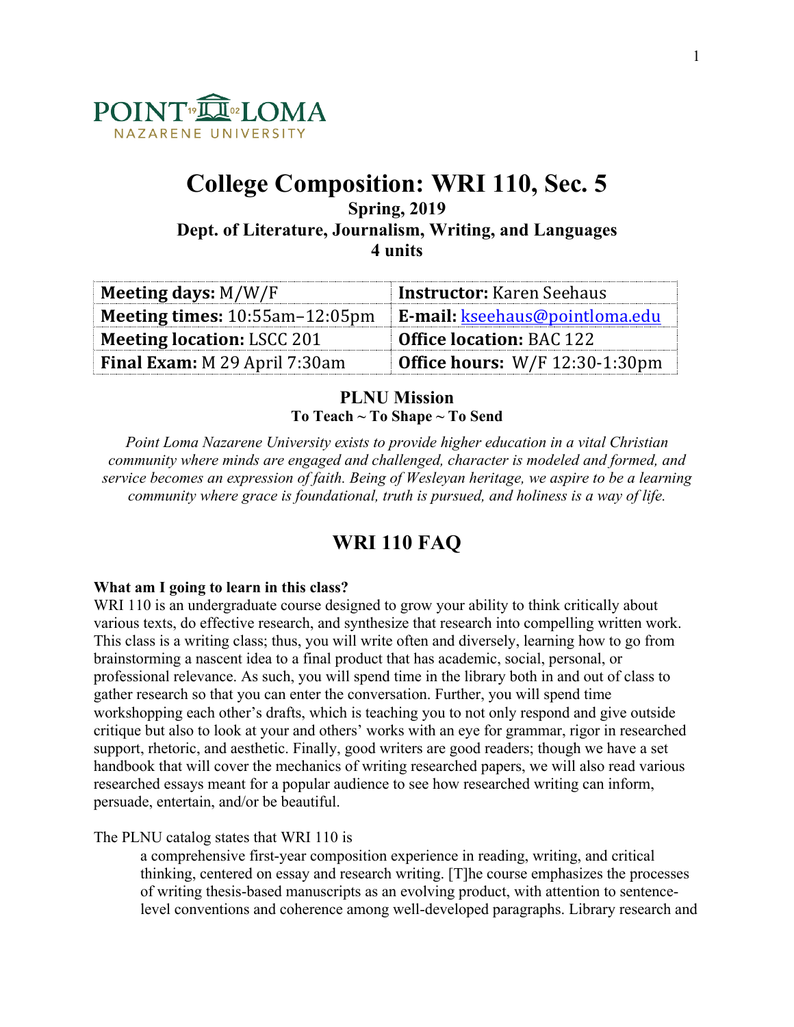POINT LOMA
NAZARENE UNIVERSITY

# College Composition: WRI 110, Sec. 5

**Spring, 2019**
**Dept. of Literature, Journalism, Writing, and Languages**
**4 units**

| **Meeting days:** M/W/F | **Instructor:** Karen Seehaus |
|---|---|
| **Meeting times:** 10:55am–12:05pm | **E-mail:** kseehaus@pointloma.edu |
| **Meeting location:** LSCC 201 | **Office location:** BAC 122 |
| **Final Exam:** M 29 April 7:30am | **Office hours:** W/F 12:30-1:30pm |

**PLNU Mission**
**To Teach ~ To Shape ~ To Send**

*Point Loma Nazarene University exists to provide higher education in a vital Christian community where minds are engaged and challenged, character is modeled and formed, and service becomes an expression of faith. Being of Wesleyan heritage, we aspire to be a learning community where grace is foundational, truth is pursued, and holiness is a way of life.*

## WRI 110 FAQ

**What am I going to learn in this class?**
WRI 110 is an undergraduate course designed to grow your ability to think critically about various texts, do effective research, and synthesize that research into compelling written work. This class is a writing class; thus, you will write often and diversely, learning how to go from brainstorming a nascent idea to a final product that has academic, social, personal, or professional relevance. As such, you will spend time in the library both in and out of class to gather research so that you can enter the conversation. Further, you will spend time workshopping each other's drafts, which is teaching you to not only respond and give outside critique but also to look at your and others' works with an eye for grammar, rigor in researched support, rhetoric, and aesthetic. Finally, good writers are good readers; though we have a set handbook that will cover the mechanics of writing researched papers, we will also read various researched essays meant for a popular audience to see how researched writing can inform, persuade, entertain, and/or be beautiful.

The PLNU catalog states that WRI 110 is

> a comprehensive first-year composition experience in reading, writing, and critical thinking, centered on essay and research writing. [T]he course emphasizes the processes of writing thesis-based manuscripts as an evolving product, with attention to sentence-level conventions and coherence among well-developed paragraphs. Library research and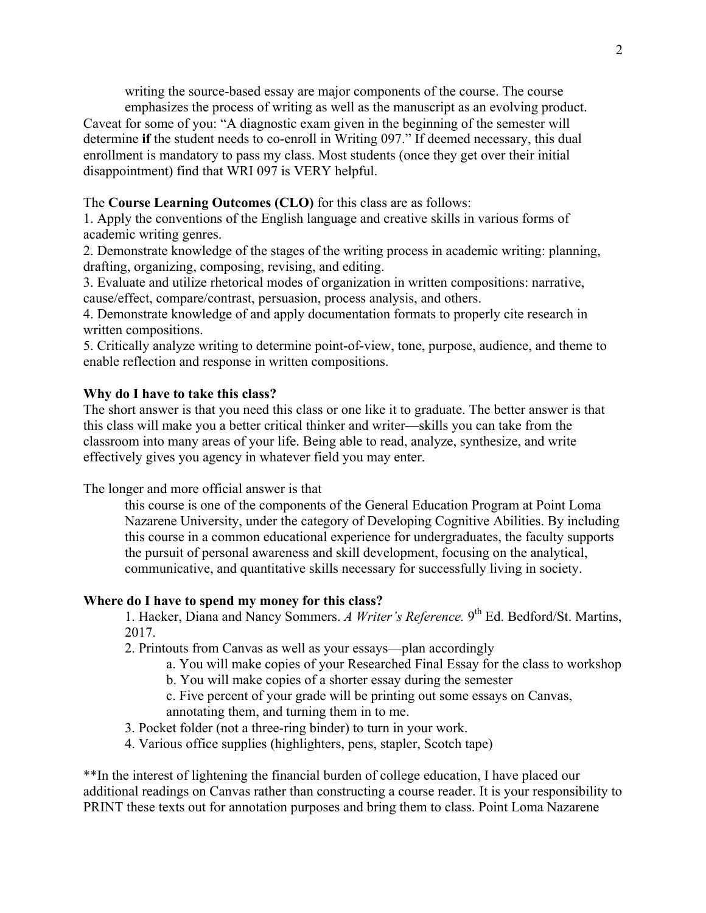writing the source-based essay are major components of the course. The course emphasizes the process of writing as well as the manuscript as an evolving product.

Caveat for some of you: "A diagnostic exam given in the beginning of the semester will determine **if** the student needs to co-enroll in Writing 097." If deemed necessary, this dual enrollment is mandatory to pass my class. Most students (once they get over their initial disappointment) find that WRI 097 is VERY helpful.

The **Course Learning Outcomes (CLO)** for this class are as follows:

1. Apply the conventions of the English language and creative skills in various forms of academic writing genres.
2. Demonstrate knowledge of the stages of the writing process in academic writing: planning, drafting, organizing, composing, revising, and editing.
3. Evaluate and utilize rhetorical modes of organization in written compositions: narrative, cause/effect, compare/contrast, persuasion, process analysis, and others.
4. Demonstrate knowledge of and apply documentation formats to properly cite research in written compositions.
5. Critically analyze writing to determine point-of-view, tone, purpose, audience, and theme to enable reflection and response in written compositions.

**Why do I have to take this class?**

The short answer is that you need this class or one like it to graduate. The better answer is that this class will make you a better critical thinker and writer—skills you can take from the classroom into many areas of your life. Being able to read, analyze, synthesize, and write effectively gives you agency in whatever field you may enter.

The longer and more official answer is that

> this course is one of the components of the General Education Program at Point Loma Nazarene University, under the category of Developing Cognitive Abilities. By including this course in a common educational experience for undergraduates, the faculty supports the pursuit of personal awareness and skill development, focusing on the analytical, communicative, and quantitative skills necessary for successfully living in society.

**Where do I have to spend my money for this class?**

1. Hacker, Diana and Nancy Sommers. *A Writer's Reference.* 9th Ed. Bedford/St. Martins, 2017.
2. Printouts from Canvas as well as your essays—plan accordingly
   a. You will make copies of your Researched Final Essay for the class to workshop
   b. You will make copies of a shorter essay during the semester
   c. Five percent of your grade will be printing out some essays on Canvas, annotating them, and turning them in to me.
3. Pocket folder (not a three-ring binder) to turn in your work.
4. Various office supplies (highlighters, pens, stapler, Scotch tape)

**In the interest of lightening the financial burden of college education, I have placed our additional readings on Canvas rather than constructing a course reader. It is your responsibility to PRINT these texts out for annotation purposes and bring them to class. Point Loma Nazarene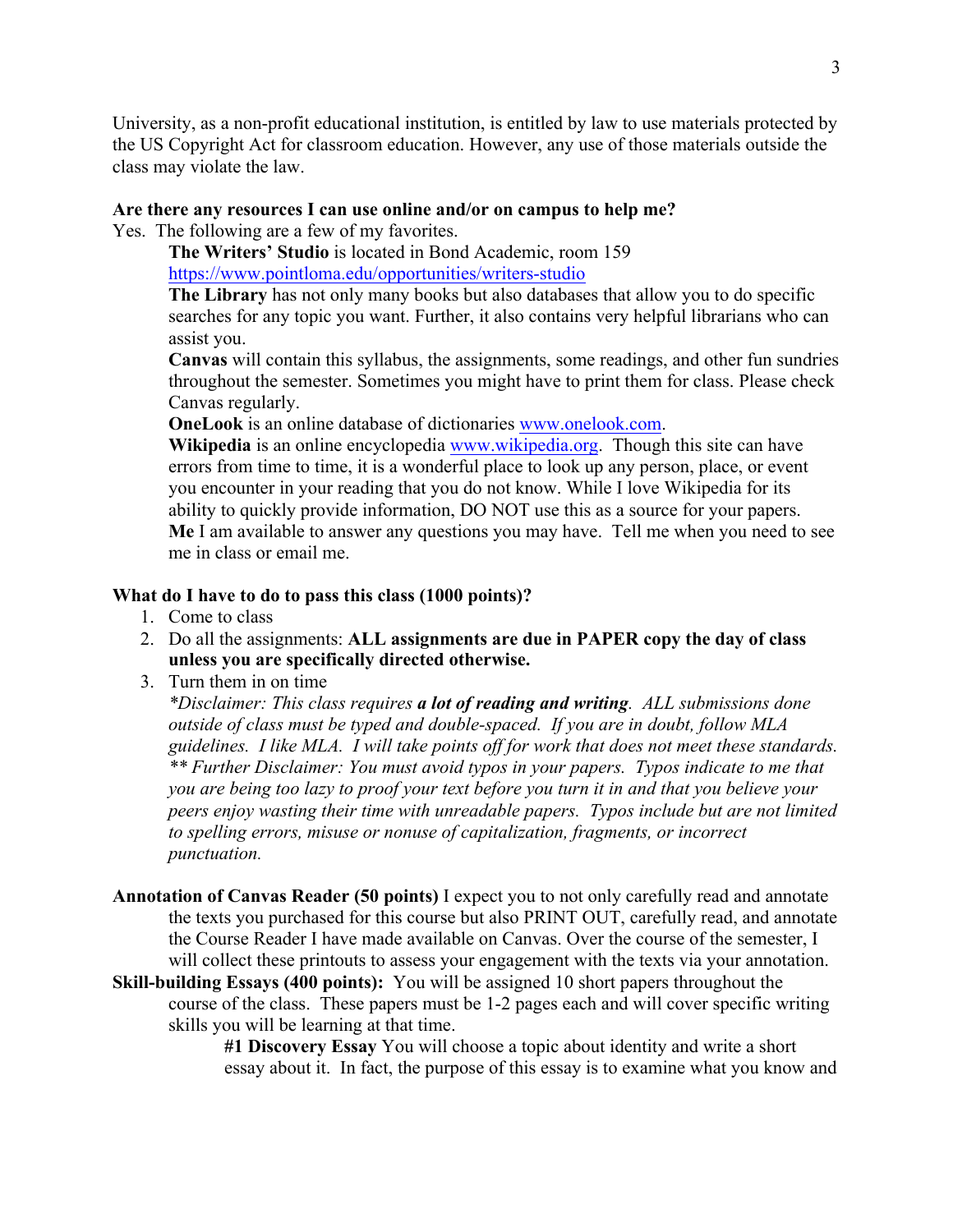University, as a non-profit educational institution, is entitled by law to use materials protected by the US Copyright Act for classroom education. However, any use of those materials outside the class may violate the law.

**Are there any resources I can use online and/or on campus to help me?**

Yes. The following are a few of my favorites.

**The Writers' Studio** is located in Bond Academic, room 159
https://www.pointloma.edu/opportunities/writers-studio

**The Library** has not only many books but also databases that allow you to do specific searches for any topic you want. Further, it also contains very helpful librarians who can assist you.

**Canvas** will contain this syllabus, the assignments, some readings, and other fun sundries throughout the semester. Sometimes you might have to print them for class. Please check Canvas regularly.

**OneLook** is an online database of dictionaries www.onelook.com.

**Wikipedia** is an online encyclopedia www.wikipedia.org. Though this site can have errors from time to time, it is a wonderful place to look up any person, place, or event you encounter in your reading that you do not know. While I love Wikipedia for its ability to quickly provide information, DO NOT use this as a source for your papers.

**Me** I am available to answer any questions you may have. Tell me when you need to see me in class or email me.

**What do I have to do to pass this class (1000 points)?**

1. Come to class
2. Do all the assignments: **ALL assignments are due in PAPER copy the day of class unless you are specifically directed otherwise.**
3. Turn them in on time

*\*Disclaimer: This class requires **a lot of reading and writing**. ALL submissions done outside of class must be typed and double-spaced. If you are in doubt, follow MLA guidelines. I like MLA. I will take points off for work that does not meet these standards.*
*\*\* Further Disclaimer: You must avoid typos in your papers. Typos indicate to me that you are being too lazy to proof your text before you turn it in and that you believe your peers enjoy wasting their time with unreadable papers. Typos include but are not limited to spelling errors, misuse or nonuse of capitalization, fragments, or incorrect punctuation.*

**Annotation of Canvas Reader (50 points)** I expect you to not only carefully read and annotate the texts you purchased for this course but also PRINT OUT, carefully read, and annotate the Course Reader I have made available on Canvas. Over the course of the semester, I will collect these printouts to assess your engagement with the texts via your annotation.

**Skill-building Essays (400 points):** You will be assigned 10 short papers throughout the course of the class. These papers must be 1-2 pages each and will cover specific writing skills you will be learning at that time.

**#1 Discovery Essay** You will choose a topic about identity and write a short essay about it. In fact, the purpose of this essay is to examine what you know and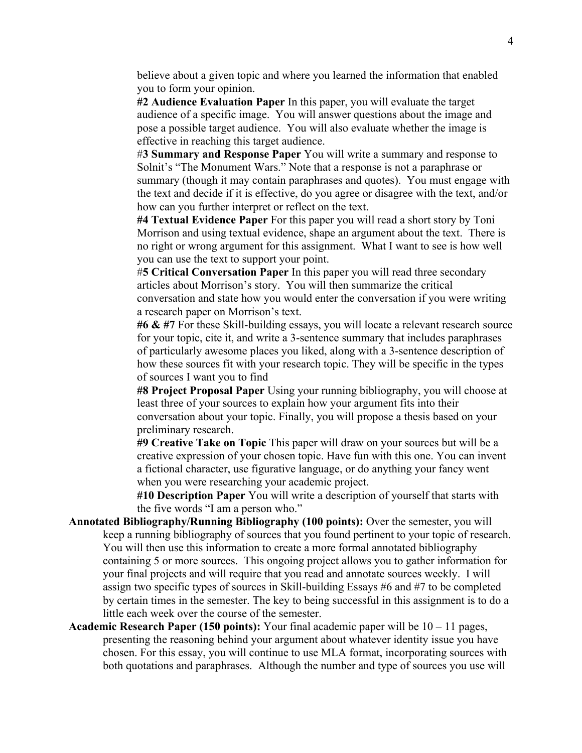believe about a given topic and where you learned the information that enabled you to form your opinion.

**#2 Audience Evaluation Paper** In this paper, you will evaluate the target audience of a specific image. You will answer questions about the image and pose a possible target audience. You will also evaluate whether the image is effective in reaching this target audience.

#**3 Summary and Response Paper** You will write a summary and response to Solnit's "The Monument Wars." Note that a response is not a paraphrase or summary (though it may contain paraphrases and quotes). You must engage with the text and decide if it is effective, do you agree or disagree with the text, and/or how can you further interpret or reflect on the text.

**#4 Textual Evidence Paper** For this paper you will read a short story by Toni Morrison and using textual evidence, shape an argument about the text. There is no right or wrong argument for this assignment. What I want to see is how well you can use the text to support your point.

#**5 Critical Conversation Paper** In this paper you will read three secondary articles about Morrison's story. You will then summarize the critical conversation and state how you would enter the conversation if you were writing a research paper on Morrison's text.

**#6 & #7** For these Skill-building essays, you will locate a relevant research source for your topic, cite it, and write a 3-sentence summary that includes paraphrases of particularly awesome places you liked, along with a 3-sentence description of how these sources fit with your research topic. They will be specific in the types of sources I want you to find

**#8 Project Proposal Paper** Using your running bibliography, you will choose at least three of your sources to explain how your argument fits into their conversation about your topic. Finally, you will propose a thesis based on your preliminary research.

**#9 Creative Take on Topic** This paper will draw on your sources but will be a creative expression of your chosen topic. Have fun with this one. You can invent a fictional character, use figurative language, or do anything your fancy went when you were researching your academic project.

**#10 Description Paper** You will write a description of yourself that starts with the five words "I am a person who."

**Annotated Bibliography/Running Bibliography (100 points):** Over the semester, you will keep a running bibliography of sources that you found pertinent to your topic of research. You will then use this information to create a more formal annotated bibliography containing 5 or more sources. This ongoing project allows you to gather information for your final projects and will require that you read and annotate sources weekly. I will assign two specific types of sources in Skill-building Essays #6 and #7 to be completed by certain times in the semester. The key to being successful in this assignment is to do a little each week over the course of the semester.

**Academic Research Paper (150 points):** Your final academic paper will be 10 – 11 pages, presenting the reasoning behind your argument about whatever identity issue you have chosen. For this essay, you will continue to use MLA format, incorporating sources with both quotations and paraphrases. Although the number and type of sources you use will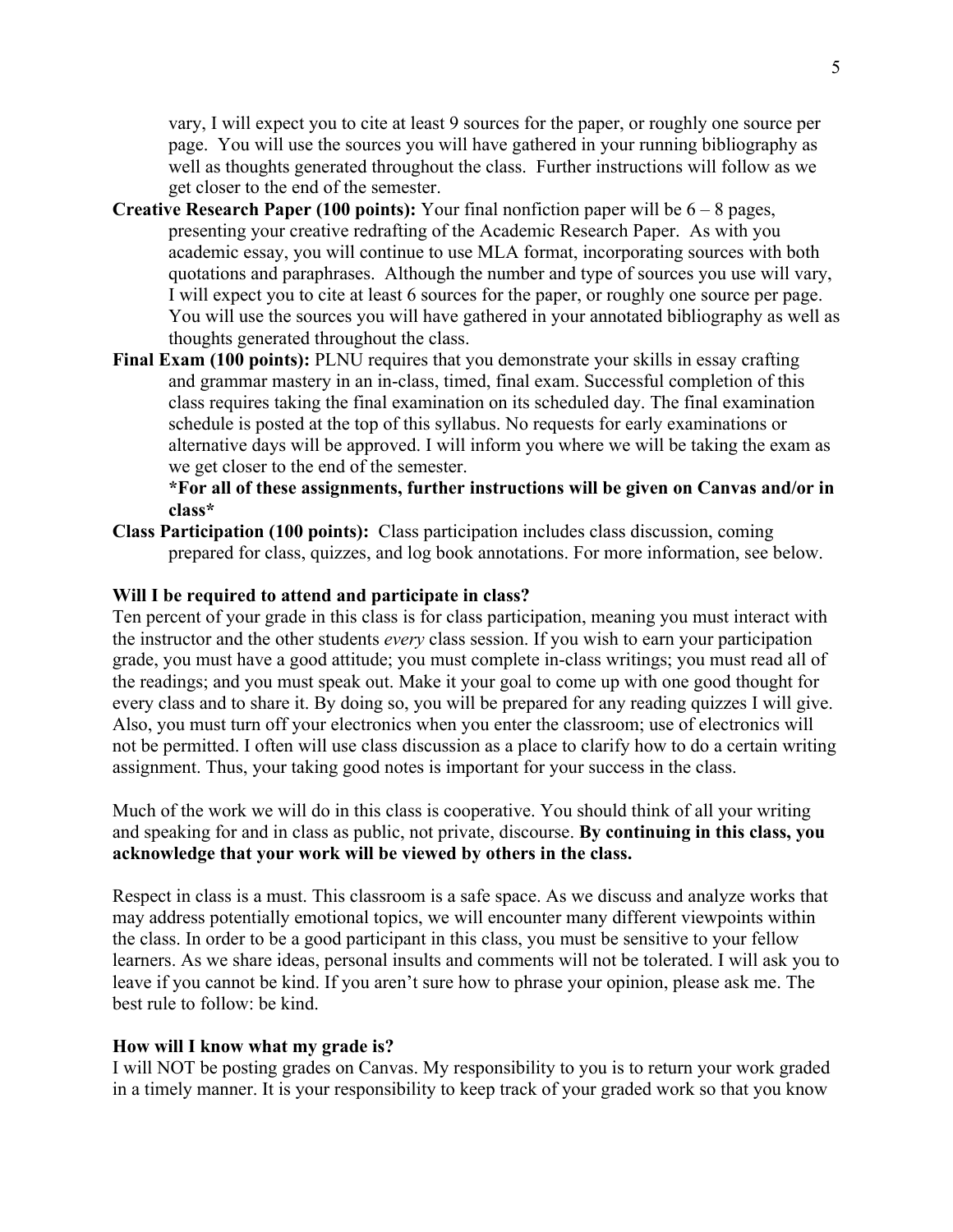vary, I will expect you to cite at least 9 sources for the paper, or roughly one source per page. You will use the sources you will have gathered in your running bibliography as well as thoughts generated throughout the class. Further instructions will follow as we get closer to the end of the semester.

**Creative Research Paper (100 points):** Your final nonfiction paper will be 6 – 8 pages, presenting your creative redrafting of the Academic Research Paper. As with you academic essay, you will continue to use MLA format, incorporating sources with both quotations and paraphrases. Although the number and type of sources you use will vary, I will expect you to cite at least 6 sources for the paper, or roughly one source per page. You will use the sources you will have gathered in your annotated bibliography as well as thoughts generated throughout the class.

**Final Exam (100 points):** PLNU requires that you demonstrate your skills in essay crafting and grammar mastery in an in-class, timed, final exam. Successful completion of this class requires taking the final examination on its scheduled day. The final examination schedule is posted at the top of this syllabus. No requests for early examinations or alternative days will be approved. I will inform you where we will be taking the exam as we get closer to the end of the semester.

**\*For all of these assignments, further instructions will be given on Canvas and/or in class\***

**Class Participation (100 points):** Class participation includes class discussion, coming prepared for class, quizzes, and log book annotations. For more information, see below.

**Will I be required to attend and participate in class?**

Ten percent of your grade in this class is for class participation, meaning you must interact with the instructor and the other students *every* class session. If you wish to earn your participation grade, you must have a good attitude; you must complete in-class writings; you must read all of the readings; and you must speak out. Make it your goal to come up with one good thought for every class and to share it. By doing so, you will be prepared for any reading quizzes I will give. Also, you must turn off your electronics when you enter the classroom; use of electronics will not be permitted. I often will use class discussion as a place to clarify how to do a certain writing assignment. Thus, your taking good notes is important for your success in the class.

Much of the work we will do in this class is cooperative. You should think of all your writing and speaking for and in class as public, not private, discourse. **By continuing in this class, you acknowledge that your work will be viewed by others in the class.**

Respect in class is a must. This classroom is a safe space. As we discuss and analyze works that may address potentially emotional topics, we will encounter many different viewpoints within the class. In order to be a good participant in this class, you must be sensitive to your fellow learners. As we share ideas, personal insults and comments will not be tolerated. I will ask you to leave if you cannot be kind. If you aren't sure how to phrase your opinion, please ask me. The best rule to follow: be kind.

**How will I know what my grade is?**

I will NOT be posting grades on Canvas. My responsibility to you is to return your work graded in a timely manner. It is your responsibility to keep track of your graded work so that you know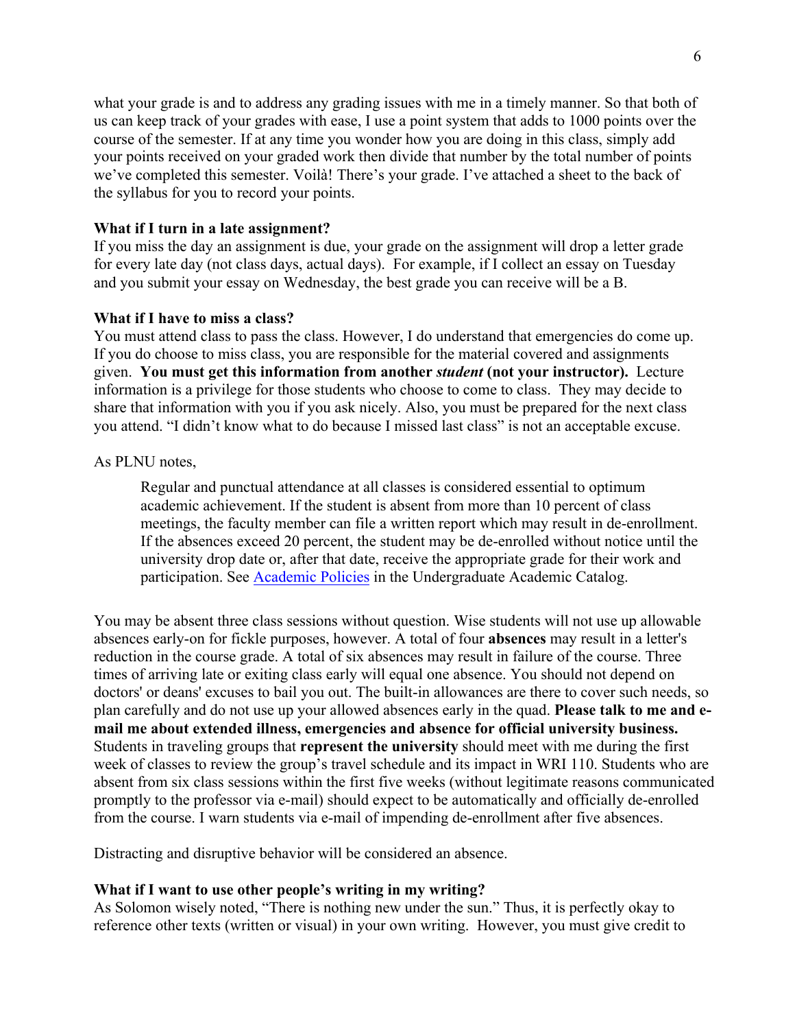what your grade is and to address any grading issues with me in a timely manner. So that both of us can keep track of your grades with ease, I use a point system that adds to 1000 points over the course of the semester. If at any time you wonder how you are doing in this class, simply add your points received on your graded work then divide that number by the total number of points we've completed this semester. Voilà! There's your grade. I've attached a sheet to the back of the syllabus for you to record your points.

**What if I turn in a late assignment?**

If you miss the day an assignment is due, your grade on the assignment will drop a letter grade for every late day (not class days, actual days). For example, if I collect an essay on Tuesday and you submit your essay on Wednesday, the best grade you can receive will be a B.

**What if I have to miss a class?**

You must attend class to pass the class. However, I do understand that emergencies do come up. If you do choose to miss class, you are responsible for the material covered and assignments given. **You must get this information from another *student* (not your instructor).** Lecture information is a privilege for those students who choose to come to class. They may decide to share that information with you if you ask nicely. Also, you must be prepared for the next class you attend. "I didn't know what to do because I missed last class" is not an acceptable excuse.

As PLNU notes,

> Regular and punctual attendance at all classes is considered essential to optimum academic achievement. If the student is absent from more than 10 percent of class meetings, the faculty member can file a written report which may result in de-enrollment. If the absences exceed 20 percent, the student may be de-enrolled without notice until the university drop date or, after that date, receive the appropriate grade for their work and participation. See Academic Policies in the Undergraduate Academic Catalog.

You may be absent three class sessions without question. Wise students will not use up allowable absences early-on for fickle purposes, however. A total of four **absences** may result in a letter's reduction in the course grade. A total of six absences may result in failure of the course. Three times of arriving late or exiting class early will equal one absence. You should not depend on doctors' or deans' excuses to bail you out. The built-in allowances are there to cover such needs, so plan carefully and do not use up your allowed absences early in the quad. **Please talk to me and e-mail me about extended illness, emergencies and absence for official university business.** Students in traveling groups that **represent the university** should meet with me during the first week of classes to review the group's travel schedule and its impact in WRI 110. Students who are absent from six class sessions within the first five weeks (without legitimate reasons communicated promptly to the professor via e-mail) should expect to be automatically and officially de-enrolled from the course. I warn students via e-mail of impending de-enrollment after five absences.

Distracting and disruptive behavior will be considered an absence.

**What if I want to use other people's writing in my writing?**

As Solomon wisely noted, "There is nothing new under the sun." Thus, it is perfectly okay to reference other texts (written or visual) in your own writing. However, you must give credit to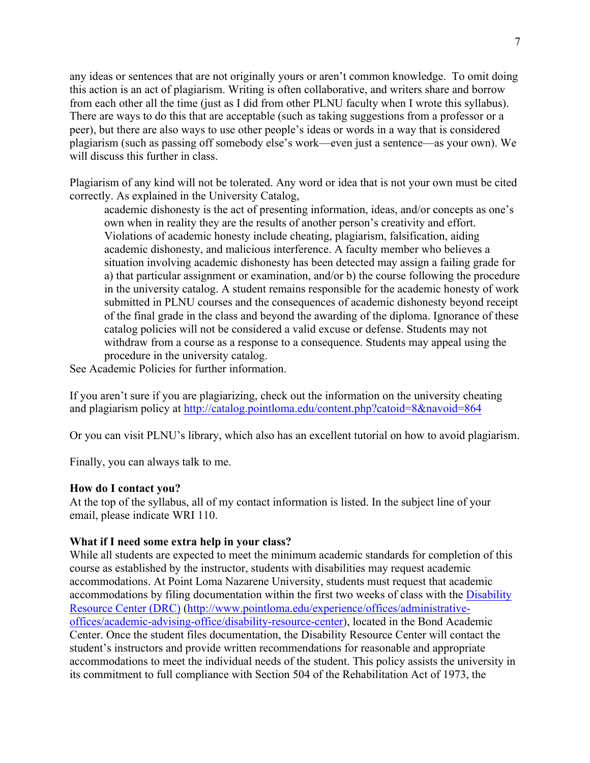any ideas or sentences that are not originally yours or aren't common knowledge. To omit doing this action is an act of plagiarism. Writing is often collaborative, and writers share and borrow from each other all the time (just as I did from other PLNU faculty when I wrote this syllabus). There are ways to do this that are acceptable (such as taking suggestions from a professor or a peer), but there are also ways to use other people's ideas or words in a way that is considered plagiarism (such as passing off somebody else's work—even just a sentence—as your own). We will discuss this further in class.

Plagiarism of any kind will not be tolerated. Any word or idea that is not your own must be cited correctly. As explained in the University Catalog,

> academic dishonesty is the act of presenting information, ideas, and/or concepts as one's own when in reality they are the results of another person's creativity and effort. Violations of academic honesty include cheating, plagiarism, falsification, aiding academic dishonesty, and malicious interference. A faculty member who believes a situation involving academic dishonesty has been detected may assign a failing grade for a) that particular assignment or examination, and/or b) the course following the procedure in the university catalog. A student remains responsible for the academic honesty of work submitted in PLNU courses and the consequences of academic dishonesty beyond receipt of the final grade in the class and beyond the awarding of the diploma. Ignorance of these catalog policies will not be considered a valid excuse or defense. Students may not withdraw from a course as a response to a consequence. Students may appeal using the procedure in the university catalog.

See Academic Policies for further information.

If you aren't sure if you are plagiarizing, check out the information on the university cheating and plagiarism policy at [http://catalog.pointloma.edu/content.php?catoid=8&navoid=864](http://catalog.pointloma.edu/content.php?catoid=8&navoid=864)

Or you can visit PLNU's library, which also has an excellent tutorial on how to avoid plagiarism.

Finally, you can always talk to me.

**How do I contact you?**
At the top of the syllabus, all of my contact information is listed. In the subject line of your email, please indicate WRI 110.

**What if I need some extra help in your class?**
While all students are expected to meet the minimum academic standards for completion of this course as established by the instructor, students with disabilities may request academic accommodations. At Point Loma Nazarene University, students must request that academic accommodations by filing documentation within the first two weeks of class with the Disability Resource Center (DRC) ([http://www.pointloma.edu/experience/offices/administrative-offices/academic-advising-office/disability-resource-center](http://www.pointloma.edu/experience/offices/administrative-offices/academic-advising-office/disability-resource-center)), located in the Bond Academic Center. Once the student files documentation, the Disability Resource Center will contact the student's instructors and provide written recommendations for reasonable and appropriate accommodations to meet the individual needs of the student. This policy assists the university in its commitment to full compliance with Section 504 of the Rehabilitation Act of 1973, the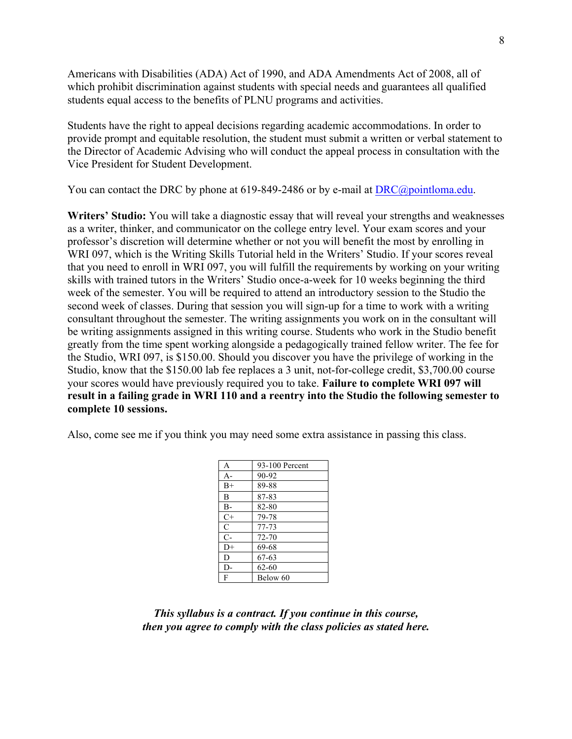Americans with Disabilities (ADA) Act of 1990, and ADA Amendments Act of 2008, all of which prohibit discrimination against students with special needs and guarantees all qualified students equal access to the benefits of PLNU programs and activities.

Students have the right to appeal decisions regarding academic accommodations. In order to provide prompt and equitable resolution, the student must submit a written or verbal statement to the Director of Academic Advising who will conduct the appeal process in consultation with the Vice President for Student Development.

You can contact the DRC by phone at 619-849-2486 or by e-mail at DRC@pointloma.edu.

**Writers' Studio:** You will take a diagnostic essay that will reveal your strengths and weaknesses as a writer, thinker, and communicator on the college entry level. Your exam scores and your professor's discretion will determine whether or not you will benefit the most by enrolling in WRI 097, which is the Writing Skills Tutorial held in the Writers' Studio. If your scores reveal that you need to enroll in WRI 097, you will fulfill the requirements by working on your writing skills with trained tutors in the Writers' Studio once-a-week for 10 weeks beginning the third week of the semester. You will be required to attend an introductory session to the Studio the second week of classes. During that session you will sign-up for a time to work with a writing consultant throughout the semester. The writing assignments you work on in the consultant will be writing assignments assigned in this writing course. Students who work in the Studio benefit greatly from the time spent working alongside a pedagogically trained fellow writer. The fee for the Studio, WRI 097, is $150.00. Should you discover you have the privilege of working in the Studio, know that the $150.00 lab fee replaces a 3 unit, not-for-college credit, $3,700.00 course your scores would have previously required you to take. **Failure to complete WRI 097 will result in a failing grade in WRI 110 and a reentry into the Studio the following semester to complete 10 sessions.**

Also, come see me if you think you may need some extra assistance in passing this class.

| A | 93-100 Percent |
|---|---|
| A- | 90-92 |
| B+ | 89-88 |
| B | 87-83 |
| B- | 82-80 |
| C+ | 79-78 |
| C | 77-73 |
| C- | 72-70 |
| D+ | 69-68 |
| D | 67-63 |
| D- | 62-60 |
| F | Below 60 |

***This syllabus is a contract. If you continue in this course, then you agree to comply with the class policies as stated here.***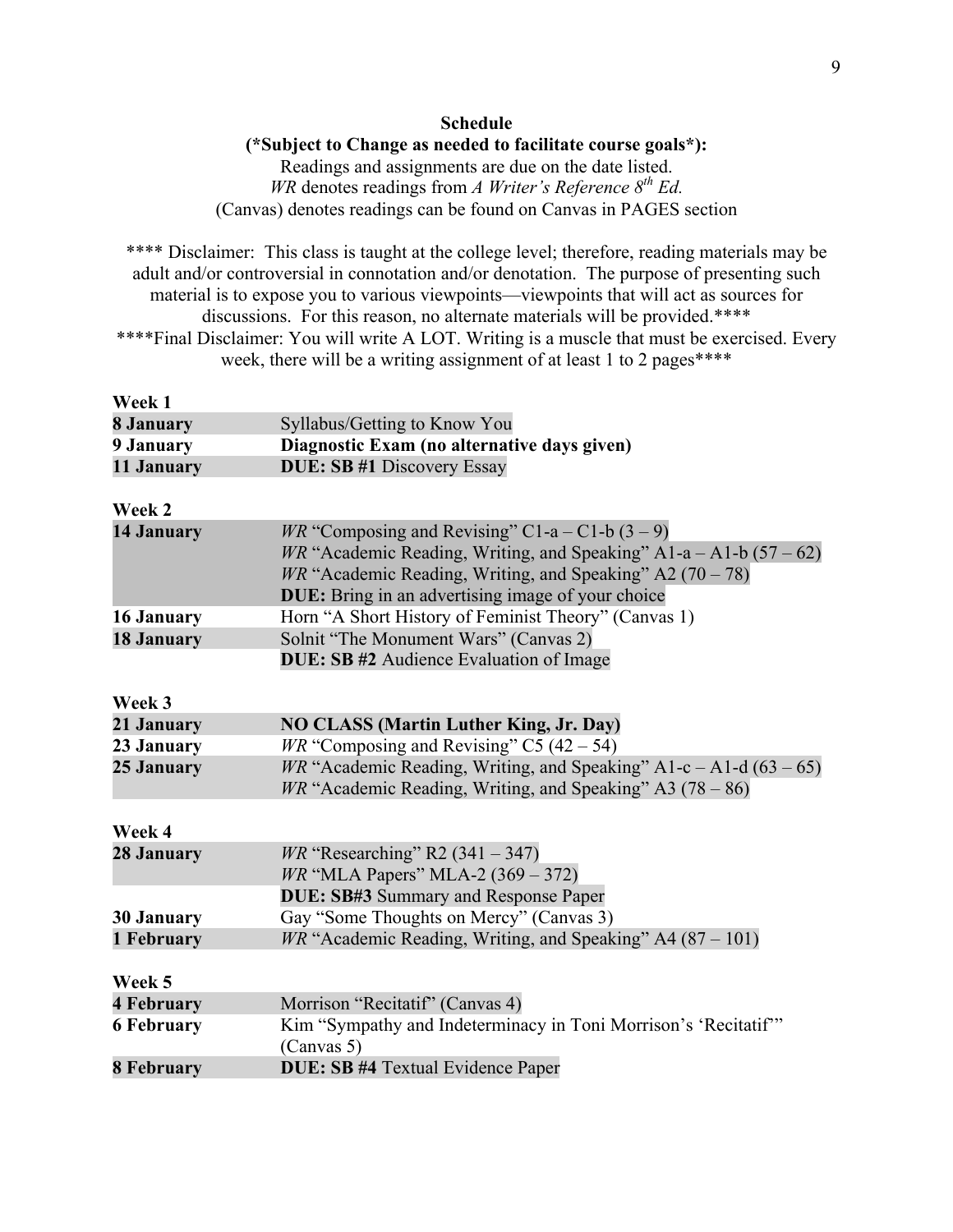## Schedule

**(*Subject to Change as needed to facilitate course goals*):**

Readings and assignments are due on the date listed.

*WR* denotes readings from *A Writer's Reference 8th Ed.*

(Canvas) denotes readings can be found on Canvas in PAGES section

**** Disclaimer: This class is taught at the college level; therefore, reading materials may be adult and/or controversial in connotation and/or denotation. The purpose of presenting such material is to expose you to various viewpoints—viewpoints that will act as sources for discussions. For this reason, no alternate materials will be provided.****

****Final Disclaimer: You will write A LOT. Writing is a muscle that must be exercised. Every week, there will be a writing assignment of at least 1 to 2 pages****

**Week 1**

| | |
|---|---|
| **8 January** | Syllabus/Getting to Know You |
| **9 January** | **Diagnostic Exam (no alternative days given)** |
| **11 January** | **DUE: SB #1** Discovery Essay |

**Week 2**

| | |
|---|---|
| **14 January** | *WR* "Composing and Revising" C1-a – C1-b (3 – 9)<br>*WR* "Academic Reading, Writing, and Speaking" A1-a – A1-b (57 – 62)<br>*WR* "Academic Reading, Writing, and Speaking" A2 (70 – 78)<br>**DUE:** Bring in an advertising image of your choice |
| **16 January** | Horn "A Short History of Feminist Theory" (Canvas 1) |
| **18 January** | Solnit "The Monument Wars" (Canvas 2)<br>**DUE: SB #2** Audience Evaluation of Image |

**Week 3**

| | |
|---|---|
| **21 January** | **NO CLASS (Martin Luther King, Jr. Day)** |
| **23 January** | *WR* "Composing and Revising" C5 (42 – 54) |
| **25 January** | *WR* "Academic Reading, Writing, and Speaking" A1-c – A1-d (63 – 65)<br>*WR* "Academic Reading, Writing, and Speaking" A3 (78 – 86) |

**Week 4**

| | |
|---|---|
| **28 January** | *WR* "Researching" R2 (341 – 347)<br>*WR* "MLA Papers" MLA-2 (369 – 372)<br>**DUE: SB#3** Summary and Response Paper |
| **30 January** | Gay "Some Thoughts on Mercy" (Canvas 3) |
| **1 February** | *WR* "Academic Reading, Writing, and Speaking" A4 (87 – 101) |

**Week 5**

| | |
|---|---|
| **4 February** | Morrison "Recitatif" (Canvas 4) |
| **6 February** | Kim "Sympathy and Indeterminacy in Toni Morrison's 'Recitatif'" (Canvas 5) |
| **8 February** | **DUE: SB #4** Textual Evidence Paper |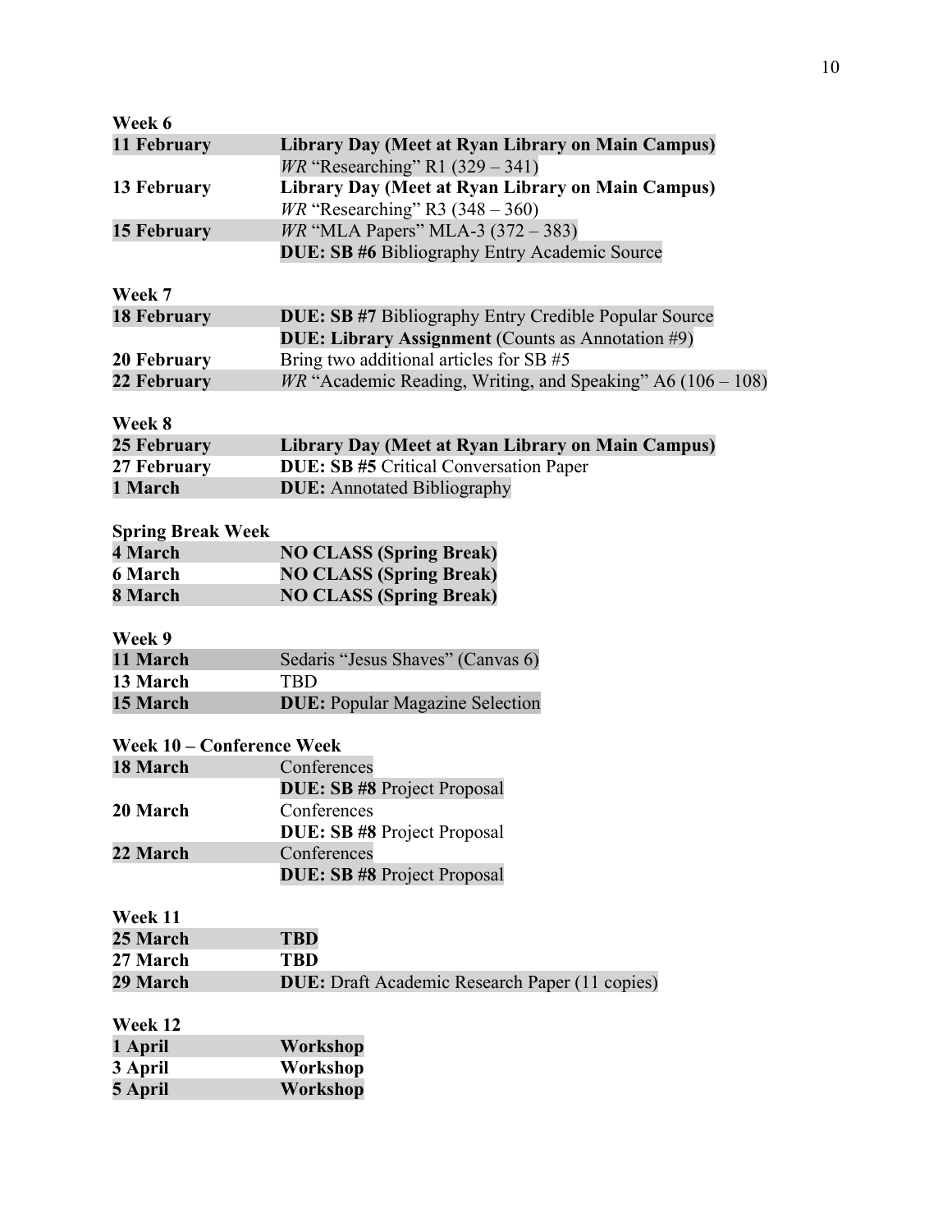**Week 6**

| | |
|---|---|
| **11 February** | **Library Day (Meet at Ryan Library on Main Campus)** |
| | *WR* "Researching" R1 (329 – 341) |
| **13 February** | **Library Day (Meet at Ryan Library on Main Campus)** |
| | *WR* "Researching" R3 (348 – 360) |
| **15 February** | *WR* "MLA Papers" MLA-3 (372 – 383) |
| | **DUE: SB #6** Bibliography Entry Academic Source |

**Week 7**

| | |
|---|---|
| **18 February** | **DUE: SB #7** Bibliography Entry Credible Popular Source |
| | **DUE: Library Assignment** (Counts as Annotation #9) |
| **20 February** | Bring two additional articles for SB #5 |
| **22 February** | *WR* "Academic Reading, Writing, and Speaking" A6 (106 – 108) |

**Week 8**

| | |
|---|---|
| **25 February** | **Library Day (Meet at Ryan Library on Main Campus)** |
| **27 February** | **DUE: SB #5** Critical Conversation Paper |
| **1 March** | **DUE:** Annotated Bibliography |

**Spring Break Week**

| | |
|---|---|
| **4 March** | **NO CLASS (Spring Break)** |
| **6 March** | **NO CLASS (Spring Break)** |
| **8 March** | **NO CLASS (Spring Break)** |

**Week 9**

| | |
|---|---|
| **11 March** | Sedaris "Jesus Shaves" (Canvas 6) |
| **13 March** | TBD |
| **15 March** | **DUE:** Popular Magazine Selection |

**Week 10 – Conference Week**

| | |
|---|---|
| **18 March** | Conferences |
| | **DUE: SB #8** Project Proposal |
| **20 March** | Conferences |
| | **DUE: SB #8** Project Proposal |
| **22 March** | Conferences |
| | **DUE: SB #8** Project Proposal |

**Week 11**

| | |
|---|---|
| **25 March** | **TBD** |
| **27 March** | **TBD** |
| **29 March** | **DUE:** Draft Academic Research Paper (11 copies) |

**Week 12**

| | |
|---|---|
| **1 April** | **Workshop** |
| **3 April** | **Workshop** |
| **5 April** | **Workshop** |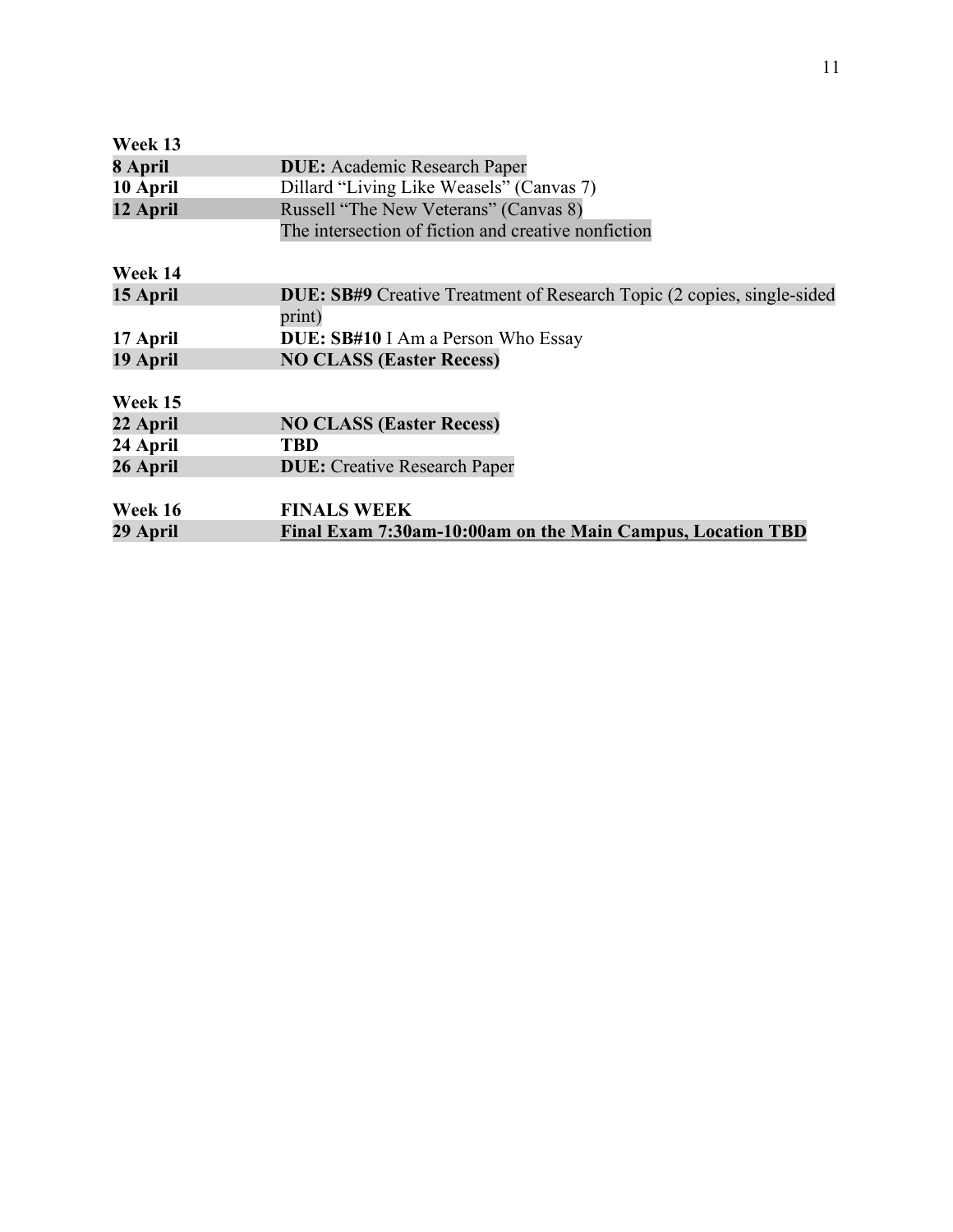**Week 13**

**8 April** **DUE:** Academic Research Paper

**10 April** Dillard "Living Like Weasels" (Canvas 7)

**12 April** Russell "The New Veterans" (Canvas 8)
The intersection of fiction and creative nonfiction

**Week 14**

**15 April** **DUE: SB#9** Creative Treatment of Research Topic (2 copies, single-sided print)

**17 April** **DUE: SB#10** I Am a Person Who Essay

**19 April** **NO CLASS (Easter Recess)**

**Week 15**

**22 April** **NO CLASS (Easter Recess)**

**24 April** **TBD**

**26 April** **DUE:** Creative Research Paper

**Week 16** **FINALS WEEK**

**29 April** **<u>Final Exam 7:30am-10:00am on the Main Campus, Location TBD</u>**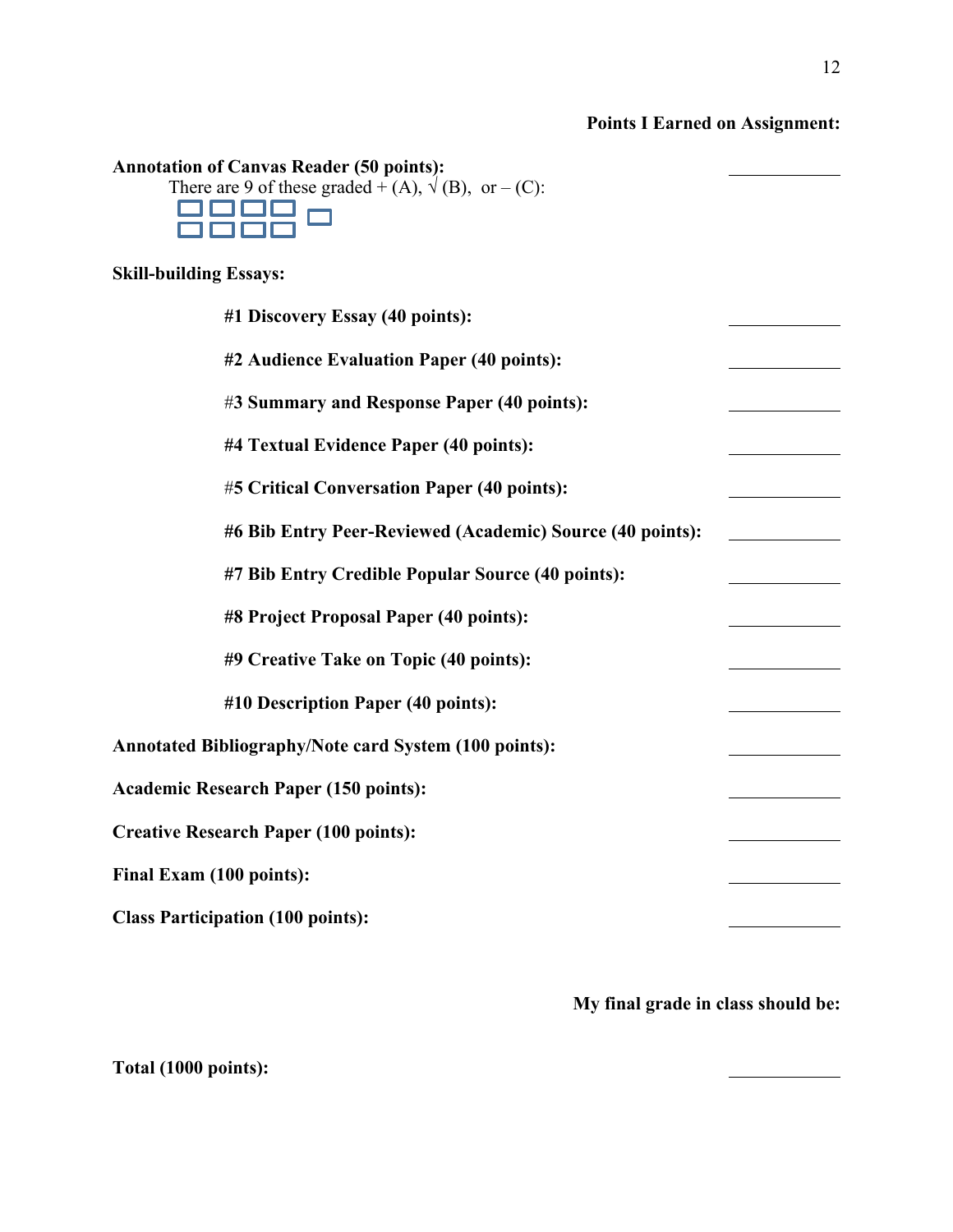**Points I Earned on Assignment:**

**Annotation of Canvas Reader (50 points):** \_\_\_\_\_\_\_\_\_\_\_\_

There are 9 of these graded + (A), √ (B), or – (C):

☐ ☐ ☐ ☐ ☐
☐ ☐ ☐ ☐

**Skill-building Essays:**

**#1 Discovery Essay (40 points):** \_\_\_\_\_\_\_\_\_\_\_\_

**#2 Audience Evaluation Paper (40 points):** \_\_\_\_\_\_\_\_\_\_\_\_

#**3 Summary and Response Paper (40 points):** \_\_\_\_\_\_\_\_\_\_\_\_

**#4 Textual Evidence Paper (40 points):** \_\_\_\_\_\_\_\_\_\_\_\_

#**5 Critical Conversation Paper (40 points):** \_\_\_\_\_\_\_\_\_\_\_\_

**#6 Bib Entry Peer-Reviewed (Academic) Source (40 points):** \_\_\_\_\_\_\_\_\_\_\_\_

**#7 Bib Entry Credible Popular Source (40 points):** \_\_\_\_\_\_\_\_\_\_\_\_

**#8 Project Proposal Paper (40 points):** \_\_\_\_\_\_\_\_\_\_\_\_

**#9 Creative Take on Topic (40 points):** \_\_\_\_\_\_\_\_\_\_\_\_

**#10 Description Paper (40 points):** \_\_\_\_\_\_\_\_\_\_\_\_

**Annotated Bibliography/Note card System (100 points):** \_\_\_\_\_\_\_\_\_\_\_\_

**Academic Research Paper (150 points):** \_\_\_\_\_\_\_\_\_\_\_\_

**Creative Research Paper (100 points):** \_\_\_\_\_\_\_\_\_\_\_\_

**Final Exam (100 points):** \_\_\_\_\_\_\_\_\_\_\_\_

**Class Participation (100 points):** \_\_\_\_\_\_\_\_\_\_\_\_

**My final grade in class should be:**

**Total (1000 points):** \_\_\_\_\_\_\_\_\_\_\_\_